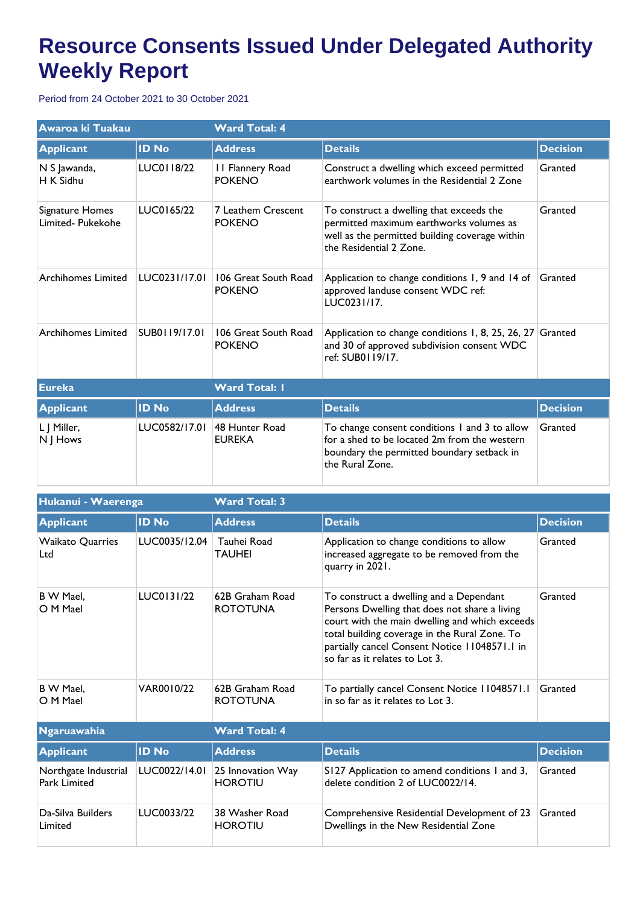# Resource Consents Issued Under Delegated Authority Weekly Report

Period from 24 October 2021 to 30 October 2021

| Awaroa ki Tuakau | | Ward Total: 4 | | |
|---|---|---|---|---|
| **Applicant** | **ID No** | **Address** | **Details** | **Decision** |
| N S Jawanda, H K Sidhu | LUC0118/22 | 11 Flannery Road POKENO | Construct a dwelling which exceed permitted earthwork volumes in the Residential 2 Zone | Granted |
| Signature Homes Limited- Pukekohe | LUC0165/22 | 7 Leathem Crescent POKENO | To construct a dwelling that exceeds the permitted maximum earthworks volumes as well as the permitted building coverage within the Residential 2 Zone. | Granted |
| Archihomes Limited | LUC0231/17.01 | 106 Great South Road POKENO | Application to change conditions 1, 9 and 14 of approved landuse consent WDC ref: LUC0231/17. | Granted |
| Archihomes Limited | SUB0119/17.01 | 106 Great South Road POKENO | Application to change conditions 1, 8, 25, 26, 27 and 30 of approved subdivision consent WDC ref: SUB0119/17. | Granted |

| Eureka | | Ward Total: 1 | | |
|---|---|---|---|---|
| **Applicant** | **ID No** | **Address** | **Details** | **Decision** |
| L J Miller, N J Hows | LUC0582/17.01 | 48 Hunter Road EUREKA | To change consent conditions 1 and 3 to allow for a shed to be located 2m from the western boundary the permitted boundary setback in the Rural Zone. | Granted |

| Hukanui - Waerenga | | Ward Total: 3 | | |
|---|---|---|---|---|
| **Applicant** | **ID No** | **Address** | **Details** | **Decision** |
| Waikato Quarries Ltd | LUC0035/12.04 | Tauhei Road TAUHEI | Application to change conditions to allow increased aggregate to be removed from the quarry in 2021. | Granted |
| B W Mael, O M Mael | LUC0131/22 | 62B Graham Road ROTOTUNA | To construct a dwelling and a Dependant Persons Dwelling that does not share a living court with the main dwelling and which exceeds total building coverage in the Rural Zone. To partially cancel Consent Notice 11048571.1 in so far as it relates to Lot 3. | Granted |
| B W Mael, O M Mael | VAR0010/22 | 62B Graham Road ROTOTUNA | To partially cancel Consent Notice 11048571.1 in so far as it relates to Lot 3. | Granted |

| Ngaruawahia | | Ward Total: 4 | | |
|---|---|---|---|---|
| **Applicant** | **ID No** | **Address** | **Details** | **Decision** |
| Northgate Industrial Park Limited | LUC0022/14.01 | 25 Innovation Way HOROTIU | S127 Application to amend conditions 1 and 3, delete condition 2 of LUC0022/14. | Granted |
| Da-Silva Builders Limited | LUC0033/22 | 38 Washer Road HOROTIU | Comprehensive Residential Development of 23 Dwellings in the New Residential Zone | Granted |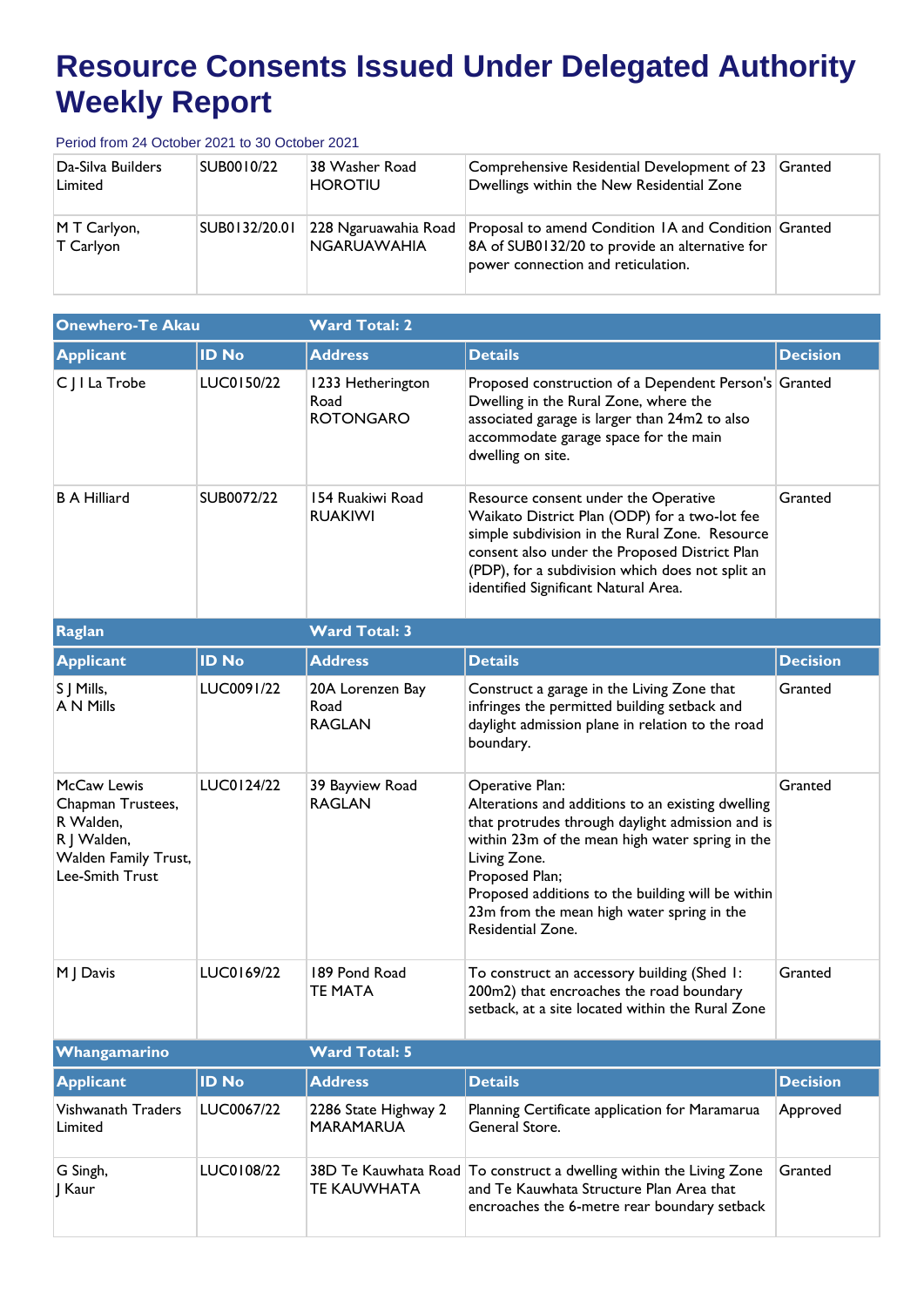# Resource Consents Issued Under Delegated Authority Weekly Report

Period from 24 October 2021 to 30 October 2021

| | | | | |
|---|---|---|---|---|
| Da-Silva Builders Limited | SUB0010/22 | 38 Washer Road HOROTIU | Comprehensive Residential Development of 23 Dwellings within the New Residential Zone | Granted |
| M T Carlyon, T Carlyon | SUB0132/20.01 | 228 Ngaruawahia Road NGARUAWAHIA | Proposal to amend Condition 1A and Condition 8A of SUB0132/20 to provide an alternative for power connection and reticulation. | Granted |

| Onewhero-Te Akau | | Ward Total: 2 | | |
|---|---|---|---|---|
| **Applicant** | **ID No** | **Address** | **Details** | **Decision** |
| C J I La Trobe | LUC0150/22 | 1233 Hetherington Road ROTONGARO | Proposed construction of a Dependent Person's Dwelling in the Rural Zone, where the associated garage is larger than 24m2 to also accommodate garage space for the main dwelling on site. | Granted |
| B A Hilliard | SUB0072/22 | 154 Ruakiwi Road RUAKIWI | Resource consent under the Operative Waikato District Plan (ODP) for a two-lot fee simple subdivision in the Rural Zone. Resource consent also under the Proposed District Plan (PDP), for a subdivision which does not split an identified Significant Natural Area. | Granted |

| Raglan | | Ward Total: 3 | | |
|---|---|---|---|---|
| **Applicant** | **ID No** | **Address** | **Details** | **Decision** |
| S J Mills, A N Mills | LUC0091/22 | 20A Lorenzen Bay Road RAGLAN | Construct a garage in the Living Zone that infringes the permitted building setback and daylight admission plane in relation to the road boundary. | Granted |
| McCaw Lewis Chapman Trustees, R Walden, R J Walden, Walden Family Trust, Lee-Smith Trust | LUC0124/22 | 39 Bayview Road RAGLAN | Operative Plan: Alterations and additions to an existing dwelling that protrudes through daylight admission and is within 23m of the mean high water spring in the Living Zone. Proposed Plan; Proposed additions to the building will be within 23m from the mean high water spring in the Residential Zone. | Granted |
| M J Davis | LUC0169/22 | 189 Pond Road TE MATA | To construct an accessory building (Shed 1: 200m2) that encroaches the road boundary setback, at a site located within the Rural Zone | Granted |

| Whangamarino | | Ward Total: 5 | | |
|---|---|---|---|---|
| **Applicant** | **ID No** | **Address** | **Details** | **Decision** |
| Vishwanath Traders Limited | LUC0067/22 | 2286 State Highway 2 MARAMARUA | Planning Certificate application for Maramarua General Store. | Approved |
| G Singh, J Kaur | LUC0108/22 | 38D Te Kauwhata Road TE KAUWHATA | To construct a dwelling within the Living Zone and Te Kauwhata Structure Plan Area that encroaches the 6-metre rear boundary setback | Granted |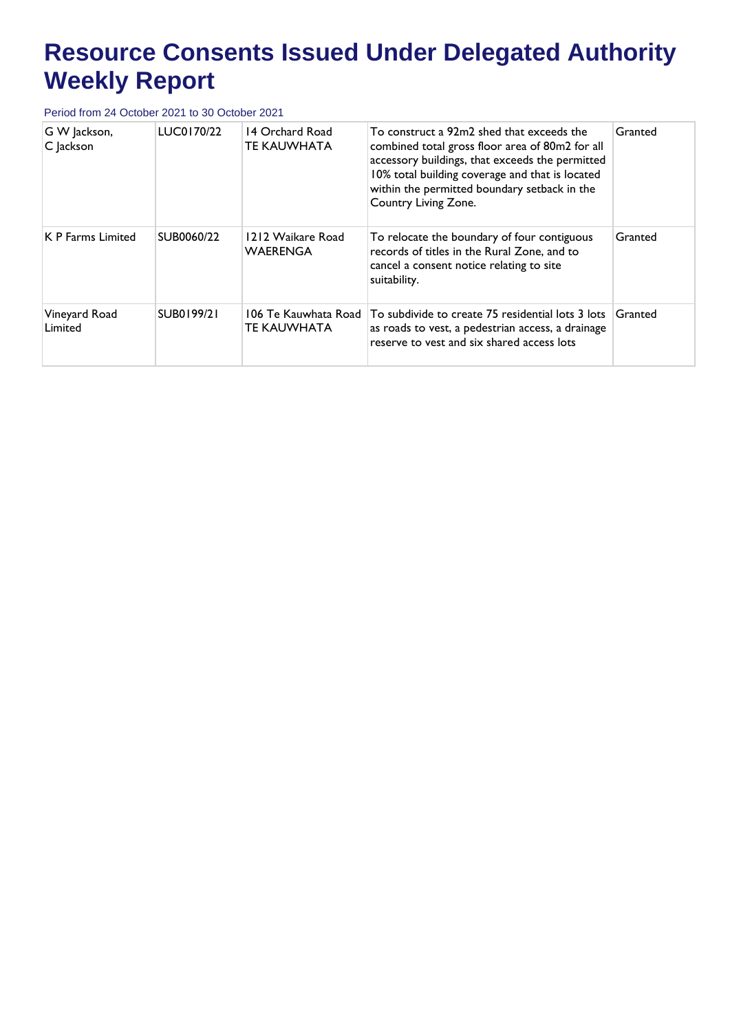# Resource Consents Issued Under Delegated Authority Weekly Report

Period from 24 October 2021 to 30 October 2021

| | | | | |
|---|---|---|---|---|
| G W Jackson, C Jackson | LUC0170/22 | 14 Orchard Road TE KAUWHATA | To construct a 92m2 shed that exceeds the combined total gross floor area of 80m2 for all accessory buildings, that exceeds the permitted 10% total building coverage and that is located within the permitted boundary setback in the Country Living Zone. | Granted |
| K P Farms Limited | SUB0060/22 | 1212 Waikare Road WAERENGA | To relocate the boundary of four contiguous records of titles in the Rural Zone, and to cancel a consent notice relating to site suitability. | Granted |
| Vineyard Road Limited | SUB0199/21 | 106 Te Kauwhata Road TE KAUWHATA | To subdivide to create 75 residential lots 3 lots as roads to vest, a pedestrian access, a drainage reserve to vest and six shared access lots | Granted |